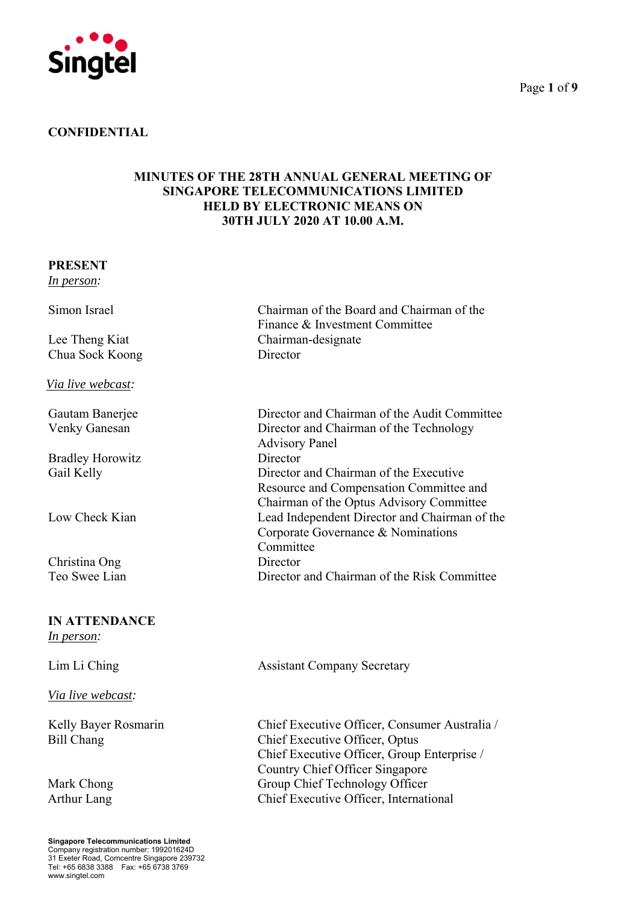**CONFIDENTIAL**

# MINUTES OF THE 28TH ANNUAL GENERAL MEETING OF SINGAPORE TELECOMMUNICATIONS LIMITED HELD BY ELECTRONIC MEANS ON 30TH JULY 2020 AT 10.00 A.M.

**PRESENT**

*In person:*

| | |
|---|---|
| Simon Israel | Chairman of the Board and Chairman of the Finance & Investment Committee |
| Lee Theng Kiat | Chairman-designate |
| Chua Sock Koong | Director |

*Via live webcast:*

| | |
|---|---|
| Gautam Banerjee | Director and Chairman of the Audit Committee |
| Venky Ganesan | Director and Chairman of the Technology Advisory Panel |
| Bradley Horowitz | Director |
| Gail Kelly | Director and Chairman of the Executive Resource and Compensation Committee and Chairman of the Optus Advisory Committee |
| Low Check Kian | Lead Independent Director and Chairman of the Corporate Governance & Nominations Committee |
| Christina Ong | Director |
| Teo Swee Lian | Director and Chairman of the Risk Committee |

**IN ATTENDANCE**

*In person:*

| | |
|---|---|
| Lim Li Ching | Assistant Company Secretary |

*Via live webcast:*

| | |
|---|---|
| Kelly Bayer Rosmarin | Chief Executive Officer, Consumer Australia / Chief Executive Officer, Optus |
| Bill Chang | Chief Executive Officer, Group Enterprise / Country Chief Officer Singapore |
| Mark Chong | Group Chief Technology Officer |
| Arthur Lang | Chief Executive Officer, International |

**Singapore Telecommunications Limited**
Company registration number: 199201624D
31 Exeter Road, Comcentre Singapore 239732
Tel: +65 6838 3388 Fax: +65 6738 3769
www.singtel.com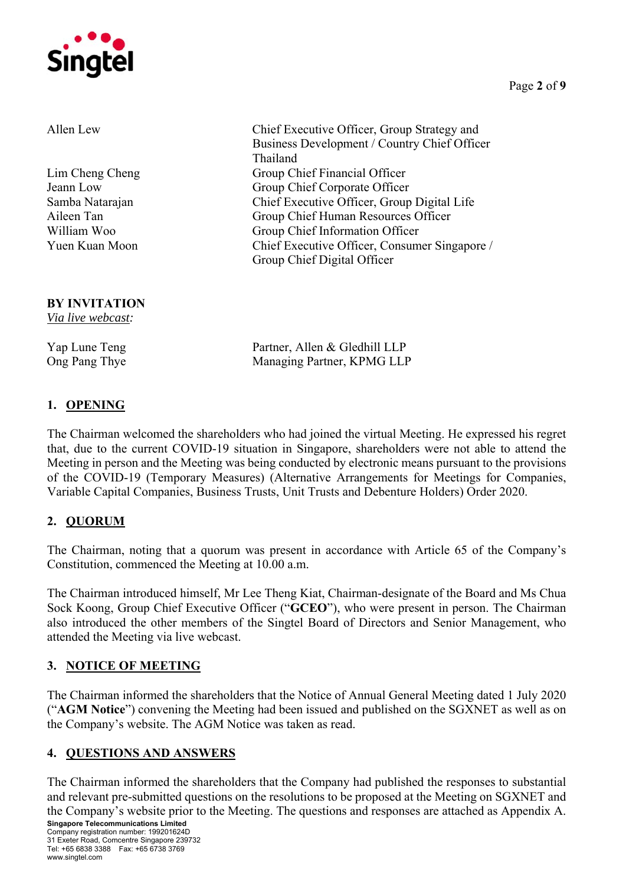| | |
|---|---|
| Allen Lew | Chief Executive Officer, Group Strategy and Business Development / Country Chief Officer Thailand |
| Lim Cheng Cheng | Group Chief Financial Officer |
| Jeann Low | Group Chief Corporate Officer |
| Samba Natarajan | Chief Executive Officer, Group Digital Life |
| Aileen Tan | Group Chief Human Resources Officer |
| William Woo | Group Chief Information Officer |
| Yuen Kuan Moon | Chief Executive Officer, Consumer Singapore / Group Chief Digital Officer |

**BY INVITATION**
*Via live webcast:*

| | |
|---|---|
| Yap Lune Teng | Partner, Allen & Gledhill LLP |
| Ong Pang Thye | Managing Partner, KPMG LLP |

## 1. OPENING

The Chairman welcomed the shareholders who had joined the virtual Meeting. He expressed his regret that, due to the current COVID-19 situation in Singapore, shareholders were not able to attend the Meeting in person and the Meeting was being conducted by electronic means pursuant to the provisions of the COVID-19 (Temporary Measures) (Alternative Arrangements for Meetings for Companies, Variable Capital Companies, Business Trusts, Unit Trusts and Debenture Holders) Order 2020.

## 2. QUORUM

The Chairman, noting that a quorum was present in accordance with Article 65 of the Company's Constitution, commenced the Meeting at 10.00 a.m.

The Chairman introduced himself, Mr Lee Theng Kiat, Chairman-designate of the Board and Ms Chua Sock Koong, Group Chief Executive Officer ("**GCEO**"), who were present in person. The Chairman also introduced the other members of the Singtel Board of Directors and Senior Management, who attended the Meeting via live webcast.

## 3. NOTICE OF MEETING

The Chairman informed the shareholders that the Notice of Annual General Meeting dated 1 July 2020 ("**AGM Notice**") convening the Meeting had been issued and published on the SGXNET as well as on the Company's website. The AGM Notice was taken as read.

## 4. QUESTIONS AND ANSWERS

The Chairman informed the shareholders that the Company had published the responses to substantial and relevant pre-submitted questions on the resolutions to be proposed at the Meeting on SGXNET and the Company's website prior to the Meeting. The questions and responses are attached as Appendix A.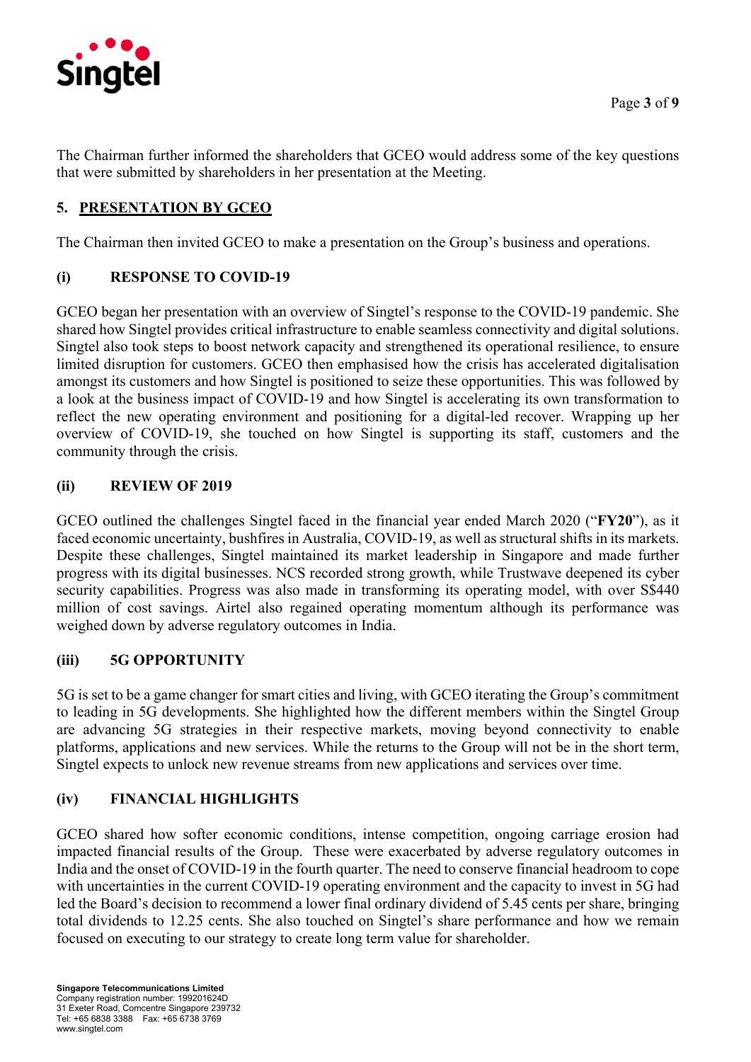The Chairman further informed the shareholders that GCEO would address some of the key questions that were submitted by shareholders in her presentation at the Meeting.

## 5. PRESENTATION BY GCEO

The Chairman then invited GCEO to make a presentation on the Group's business and operations.

### (i) RESPONSE TO COVID-19

GCEO began her presentation with an overview of Singtel's response to the COVID-19 pandemic. She shared how Singtel provides critical infrastructure to enable seamless connectivity and digital solutions. Singtel also took steps to boost network capacity and strengthened its operational resilience, to ensure limited disruption for customers. GCEO then emphasised how the crisis has accelerated digitalisation amongst its customers and how Singtel is positioned to seize these opportunities. This was followed by a look at the business impact of COVID-19 and how Singtel is accelerating its own transformation to reflect the new operating environment and positioning for a digital-led recover. Wrapping up her overview of COVID-19, she touched on how Singtel is supporting its staff, customers and the community through the crisis.

### (ii) REVIEW OF 2019

GCEO outlined the challenges Singtel faced in the financial year ended March 2020 ("**FY20**"), as it faced economic uncertainty, bushfires in Australia, COVID-19, as well as structural shifts in its markets. Despite these challenges, Singtel maintained its market leadership in Singapore and made further progress with its digital businesses. NCS recorded strong growth, while Trustwave deepened its cyber security capabilities. Progress was also made in transforming its operating model, with over S$440 million of cost savings. Airtel also regained operating momentum although its performance was weighed down by adverse regulatory outcomes in India.

### (iii) 5G OPPORTUNITY

5G is set to be a game changer for smart cities and living, with GCEO iterating the Group's commitment to leading in 5G developments. She highlighted how the different members within the Singtel Group are advancing 5G strategies in their respective markets, moving beyond connectivity to enable platforms, applications and new services. While the returns to the Group will not be in the short term, Singtel expects to unlock new revenue streams from new applications and services over time.

### (iv) FINANCIAL HIGHLIGHTS

GCEO shared how softer economic conditions, intense competition, ongoing carriage erosion had impacted financial results of the Group. These were exacerbated by adverse regulatory outcomes in India and the onset of COVID-19 in the fourth quarter. The need to conserve financial headroom to cope with uncertainties in the current COVID-19 operating environment and the capacity to invest in 5G had led the Board's decision to recommend a lower final ordinary dividend of 5.45 cents per share, bringing total dividends to 12.25 cents. She also touched on Singtel's share performance and how we remain focused on executing to our strategy to create long term value for shareholder.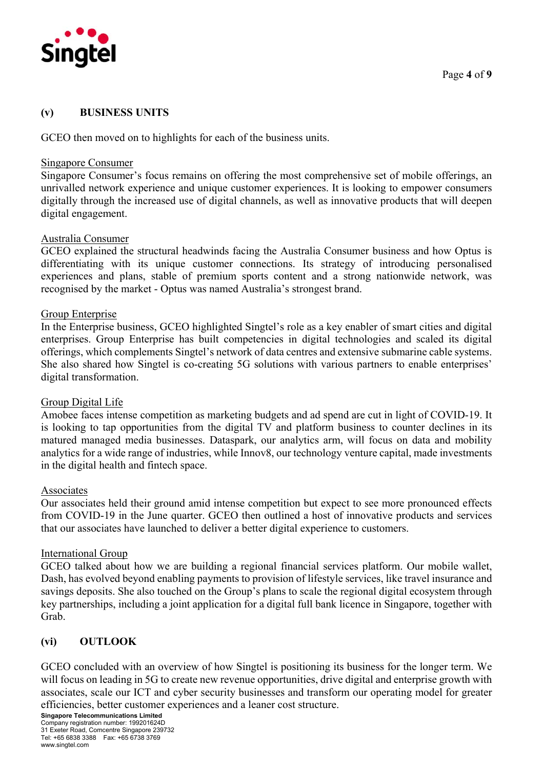## (v) BUSINESS UNITS

GCEO then moved on to highlights for each of the business units.

Singapore Consumer

Singapore Consumer's focus remains on offering the most comprehensive set of mobile offerings, an unrivalled network experience and unique customer experiences. It is looking to empower consumers digitally through the increased use of digital channels, as well as innovative products that will deepen digital engagement.

Australia Consumer

GCEO explained the structural headwinds facing the Australia Consumer business and how Optus is differentiating with its unique customer connections. Its strategy of introducing personalised experiences and plans, stable of premium sports content and a strong nationwide network, was recognised by the market - Optus was named Australia's strongest brand.

Group Enterprise

In the Enterprise business, GCEO highlighted Singtel's role as a key enabler of smart cities and digital enterprises. Group Enterprise has built competencies in digital technologies and scaled its digital offerings, which complements Singtel's network of data centres and extensive submarine cable systems. She also shared how Singtel is co-creating 5G solutions with various partners to enable enterprises' digital transformation.

Group Digital Life

Amobee faces intense competition as marketing budgets and ad spend are cut in light of COVID-19. It is looking to tap opportunities from the digital TV and platform business to counter declines in its matured managed media businesses. Dataspark, our analytics arm, will focus on data and mobility analytics for a wide range of industries, while Innov8, our technology venture capital, made investments in the digital health and fintech space.

Associates

Our associates held their ground amid intense competition but expect to see more pronounced effects from COVID-19 in the June quarter. GCEO then outlined a host of innovative products and services that our associates have launched to deliver a better digital experience to customers.

International Group

GCEO talked about how we are building a regional financial services platform. Our mobile wallet, Dash, has evolved beyond enabling payments to provision of lifestyle services, like travel insurance and savings deposits. She also touched on the Group's plans to scale the regional digital ecosystem through key partnerships, including a joint application for a digital full bank licence in Singapore, together with Grab.

## (vi) OUTLOOK

GCEO concluded with an overview of how Singtel is positioning its business for the longer term. We will focus on leading in 5G to create new revenue opportunities, drive digital and enterprise growth with associates, scale our ICT and cyber security businesses and transform our operating model for greater efficiencies, better customer experiences and a leaner cost structure.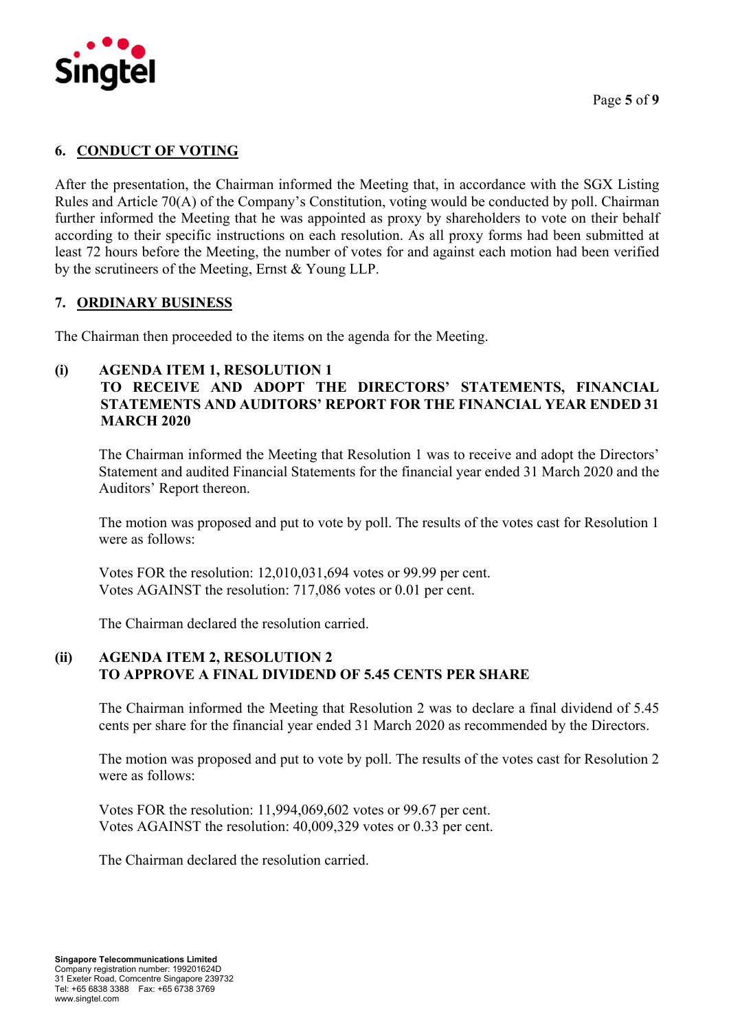## 6. CONDUCT OF VOTING

After the presentation, the Chairman informed the Meeting that, in accordance with the SGX Listing Rules and Article 70(A) of the Company's Constitution, voting would be conducted by poll. Chairman further informed the Meeting that he was appointed as proxy by shareholders to vote on their behalf according to their specific instructions on each resolution. As all proxy forms had been submitted at least 72 hours before the Meeting, the number of votes for and against each motion had been verified by the scrutineers of the Meeting, Ernst & Young LLP.

## 7. ORDINARY BUSINESS

The Chairman then proceeded to the items on the agenda for the Meeting.

### (i) AGENDA ITEM 1, RESOLUTION 1
### TO RECEIVE AND ADOPT THE DIRECTORS' STATEMENTS, FINANCIAL STATEMENTS AND AUDITORS' REPORT FOR THE FINANCIAL YEAR ENDED 31 MARCH 2020

The Chairman informed the Meeting that Resolution 1 was to receive and adopt the Directors' Statement and audited Financial Statements for the financial year ended 31 March 2020 and the Auditors' Report thereon.

The motion was proposed and put to vote by poll. The results of the votes cast for Resolution 1 were as follows:

Votes FOR the resolution: 12,010,031,694 votes or 99.99 per cent.
Votes AGAINST the resolution: 717,086 votes or 0.01 per cent.

The Chairman declared the resolution carried.

### (ii) AGENDA ITEM 2, RESOLUTION 2
### TO APPROVE A FINAL DIVIDEND OF 5.45 CENTS PER SHARE

The Chairman informed the Meeting that Resolution 2 was to declare a final dividend of 5.45 cents per share for the financial year ended 31 March 2020 as recommended by the Directors.

The motion was proposed and put to vote by poll. The results of the votes cast for Resolution 2 were as follows:

Votes FOR the resolution: 11,994,069,602 votes or 99.67 per cent.
Votes AGAINST the resolution: 40,009,329 votes or 0.33 per cent.

The Chairman declared the resolution carried.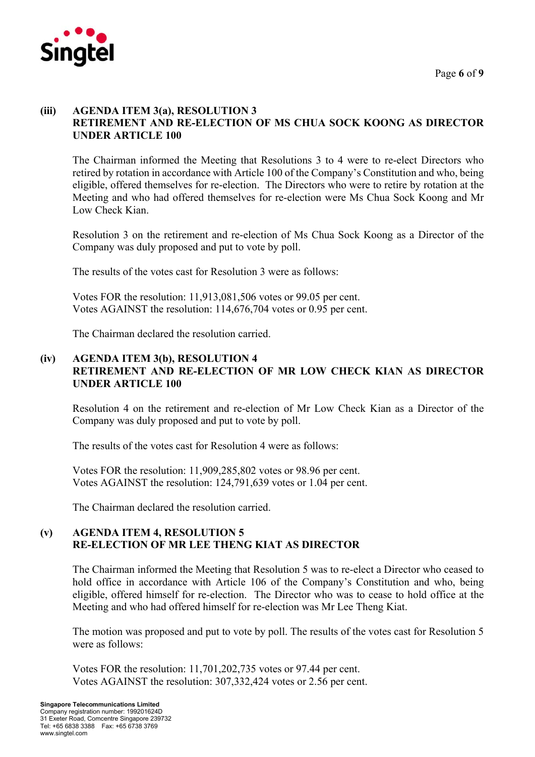**(iii) AGENDA ITEM 3(a), RESOLUTION 3**
**RETIREMENT AND RE-ELECTION OF MS CHUA SOCK KOONG AS DIRECTOR UNDER ARTICLE 100**

The Chairman informed the Meeting that Resolutions 3 to 4 were to re-elect Directors who retired by rotation in accordance with Article 100 of the Company's Constitution and who, being eligible, offered themselves for re-election. The Directors who were to retire by rotation at the Meeting and who had offered themselves for re-election were Ms Chua Sock Koong and Mr Low Check Kian.

Resolution 3 on the retirement and re-election of Ms Chua Sock Koong as a Director of the Company was duly proposed and put to vote by poll.

The results of the votes cast for Resolution 3 were as follows:

Votes FOR the resolution: 11,913,081,506 votes or 99.05 per cent.
Votes AGAINST the resolution: 114,676,704 votes or 0.95 per cent.

The Chairman declared the resolution carried.

**(iv) AGENDA ITEM 3(b), RESOLUTION 4**
**RETIREMENT AND RE-ELECTION OF MR LOW CHECK KIAN AS DIRECTOR UNDER ARTICLE 100**

Resolution 4 on the retirement and re-election of Mr Low Check Kian as a Director of the Company was duly proposed and put to vote by poll.

The results of the votes cast for Resolution 4 were as follows:

Votes FOR the resolution: 11,909,285,802 votes or 98.96 per cent.
Votes AGAINST the resolution: 124,791,639 votes or 1.04 per cent.

The Chairman declared the resolution carried.

**(v) AGENDA ITEM 4, RESOLUTION 5**
**RE-ELECTION OF MR LEE THENG KIAT AS DIRECTOR**

The Chairman informed the Meeting that Resolution 5 was to re-elect a Director who ceased to hold office in accordance with Article 106 of the Company's Constitution and who, being eligible, offered himself for re-election. The Director who was to cease to hold office at the Meeting and who had offered himself for re-election was Mr Lee Theng Kiat.

The motion was proposed and put to vote by poll. The results of the votes cast for Resolution 5 were as follows:

Votes FOR the resolution: 11,701,202,735 votes or 97.44 per cent.
Votes AGAINST the resolution: 307,332,424 votes or 2.56 per cent.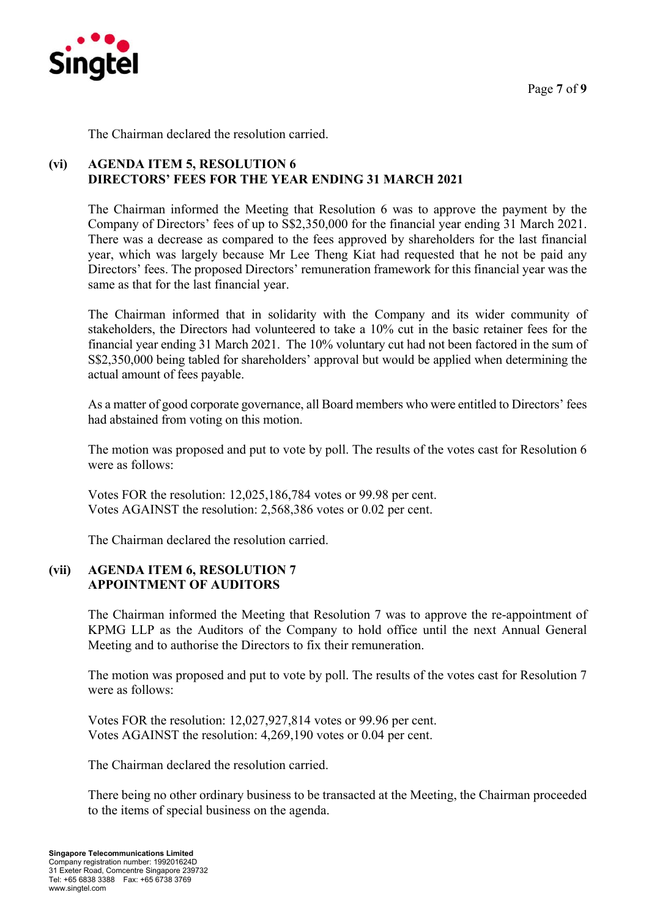The Chairman declared the resolution carried.

### (vi) AGENDA ITEM 5, RESOLUTION 6 DIRECTORS' FEES FOR THE YEAR ENDING 31 MARCH 2021

The Chairman informed the Meeting that Resolution 6 was to approve the payment by the Company of Directors' fees of up to S$2,350,000 for the financial year ending 31 March 2021. There was a decrease as compared to the fees approved by shareholders for the last financial year, which was largely because Mr Lee Theng Kiat had requested that he not be paid any Directors' fees. The proposed Directors' remuneration framework for this financial year was the same as that for the last financial year.

The Chairman informed that in solidarity with the Company and its wider community of stakeholders, the Directors had volunteered to take a 10% cut in the basic retainer fees for the financial year ending 31 March 2021. The 10% voluntary cut had not been factored in the sum of S$2,350,000 being tabled for shareholders' approval but would be applied when determining the actual amount of fees payable.

As a matter of good corporate governance, all Board members who were entitled to Directors' fees had abstained from voting on this motion.

The motion was proposed and put to vote by poll. The results of the votes cast for Resolution 6 were as follows:

Votes FOR the resolution: 12,025,186,784 votes or 99.98 per cent.
Votes AGAINST the resolution: 2,568,386 votes or 0.02 per cent.

The Chairman declared the resolution carried.

### (vii) AGENDA ITEM 6, RESOLUTION 7 APPOINTMENT OF AUDITORS

The Chairman informed the Meeting that Resolution 7 was to approve the re-appointment of KPMG LLP as the Auditors of the Company to hold office until the next Annual General Meeting and to authorise the Directors to fix their remuneration.

The motion was proposed and put to vote by poll. The results of the votes cast for Resolution 7 were as follows:

Votes FOR the resolution: 12,027,927,814 votes or 99.96 per cent.
Votes AGAINST the resolution: 4,269,190 votes or 0.04 per cent.

The Chairman declared the resolution carried.

There being no other ordinary business to be transacted at the Meeting, the Chairman proceeded to the items of special business on the agenda.

**Singapore Telecommunications Limited**
Company registration number: 199201624D
31 Exeter Road, Comcentre Singapore 239732
Tel: +65 6838 3388 Fax: +65 6738 3769
www.singtel.com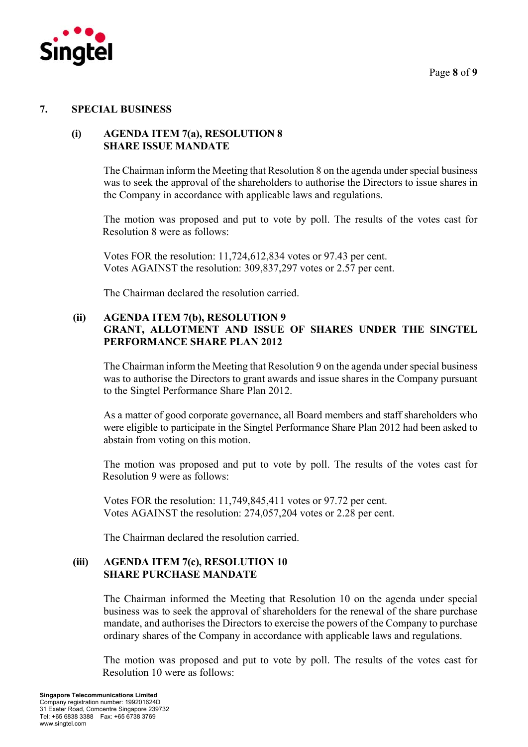## 7. SPECIAL BUSINESS

### (i) AGENDA ITEM 7(a), RESOLUTION 8 SHARE ISSUE MANDATE

The Chairman inform the Meeting that Resolution 8 on the agenda under special business was to seek the approval of the shareholders to authorise the Directors to issue shares in the Company in accordance with applicable laws and regulations.

The motion was proposed and put to vote by poll. The results of the votes cast for Resolution 8 were as follows:

Votes FOR the resolution: 11,724,612,834 votes or 97.43 per cent.
Votes AGAINST the resolution: 309,837,297 votes or 2.57 per cent.

The Chairman declared the resolution carried.

### (ii) AGENDA ITEM 7(b), RESOLUTION 9 GRANT, ALLOTMENT AND ISSUE OF SHARES UNDER THE SINGTEL PERFORMANCE SHARE PLAN 2012

The Chairman inform the Meeting that Resolution 9 on the agenda under special business was to authorise the Directors to grant awards and issue shares in the Company pursuant to the Singtel Performance Share Plan 2012.

As a matter of good corporate governance, all Board members and staff shareholders who were eligible to participate in the Singtel Performance Share Plan 2012 had been asked to abstain from voting on this motion.

The motion was proposed and put to vote by poll. The results of the votes cast for Resolution 9 were as follows:

Votes FOR the resolution: 11,749,845,411 votes or 97.72 per cent.
Votes AGAINST the resolution: 274,057,204 votes or 2.28 per cent.

The Chairman declared the resolution carried.

### (iii) AGENDA ITEM 7(c), RESOLUTION 10 SHARE PURCHASE MANDATE

The Chairman informed the Meeting that Resolution 10 on the agenda under special business was to seek the approval of shareholders for the renewal of the share purchase mandate, and authorises the Directors to exercise the powers of the Company to purchase ordinary shares of the Company in accordance with applicable laws and regulations.

The motion was proposed and put to vote by poll. The results of the votes cast for Resolution 10 were as follows: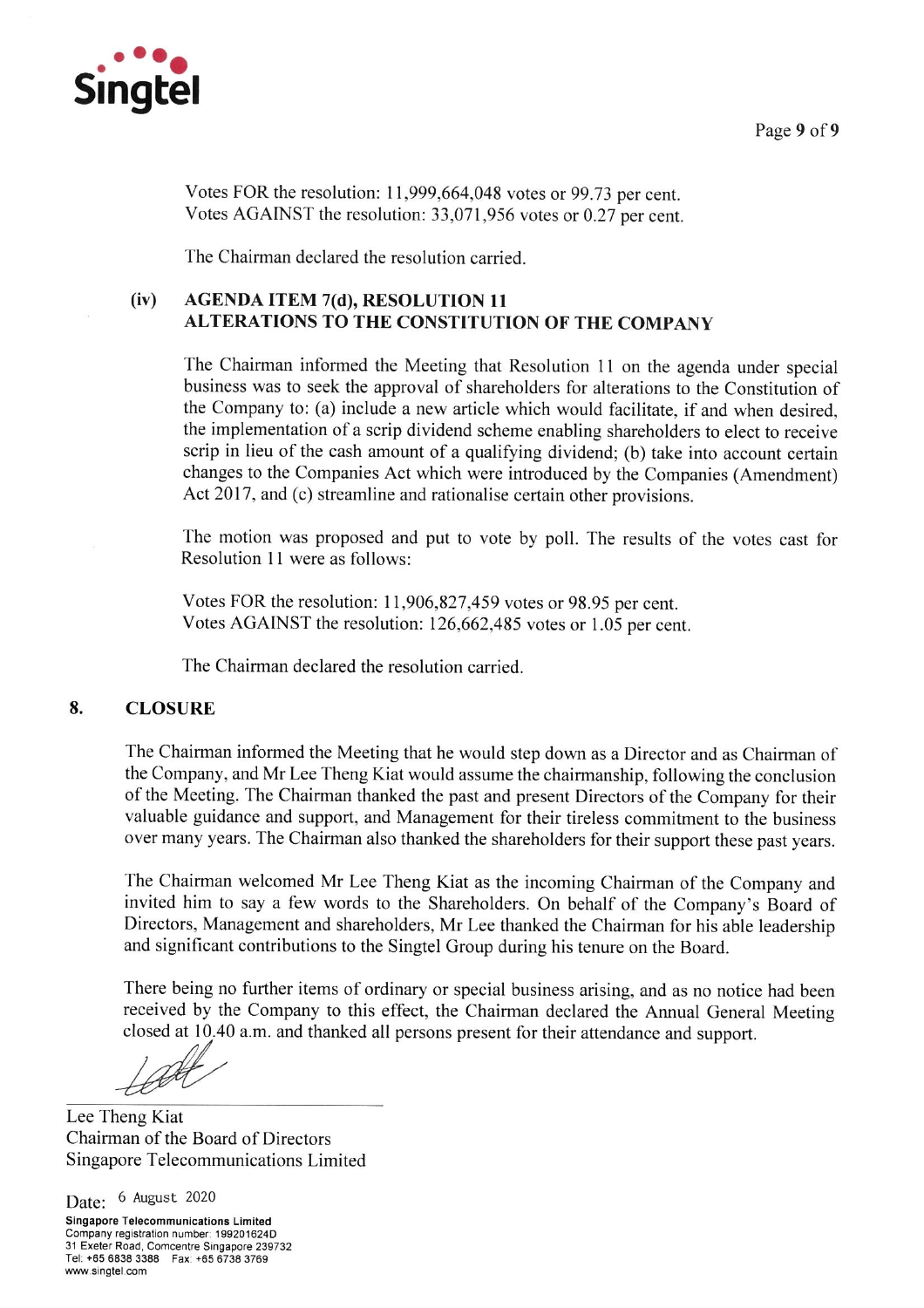Votes FOR the resolution: 11,999,664,048 votes or 99.73 per cent.
Votes AGAINST the resolution: 33,071,956 votes or 0.27 per cent.

The Chairman declared the resolution carried.

**(iv) AGENDA ITEM 7(d), RESOLUTION 11**
**ALTERATIONS TO THE CONSTITUTION OF THE COMPANY**

The Chairman informed the Meeting that Resolution 11 on the agenda under special business was to seek the approval of shareholders for alterations to the Constitution of the Company to: (a) include a new article which would facilitate, if and when desired, the implementation of a scrip dividend scheme enabling shareholders to elect to receive scrip in lieu of the cash amount of a qualifying dividend; (b) take into account certain changes to the Companies Act which were introduced by the Companies (Amendment) Act 2017, and (c) streamline and rationalise certain other provisions.

The motion was proposed and put to vote by poll. The results of the votes cast for Resolution 11 were as follows:

Votes FOR the resolution: 11,906,827,459 votes or 98.95 per cent.
Votes AGAINST the resolution: 126,662,485 votes or 1.05 per cent.

The Chairman declared the resolution carried.

## 8. CLOSURE

The Chairman informed the Meeting that he would step down as a Director and as Chairman of the Company, and Mr Lee Theng Kiat would assume the chairmanship, following the conclusion of the Meeting. The Chairman thanked the past and present Directors of the Company for their valuable guidance and support, and Management for their tireless commitment to the business over many years. The Chairman also thanked the shareholders for their support these past years.

The Chairman welcomed Mr Lee Theng Kiat as the incoming Chairman of the Company and invited him to say a few words to the Shareholders. On behalf of the Company's Board of Directors, Management and shareholders, Mr Lee thanked the Chairman for his able leadership and significant contributions to the Singtel Group during his tenure on the Board.

There being no further items of ordinary or special business arising, and as no notice had been received by the Company to this effect, the Chairman declared the Annual General Meeting closed at 10.40 a.m. and thanked all persons present for their attendance and support.

Lee Theng Kiat
Chairman of the Board of Directors
Singapore Telecommunications Limited

Date: 6 August 2020

**Singapore Telecommunications Limited**
Company registration number: 199201624D
31 Exeter Road, Comcentre Singapore 239732
Tel: +65 6838 3388 Fax: +65 6738 3769
www.singtel.com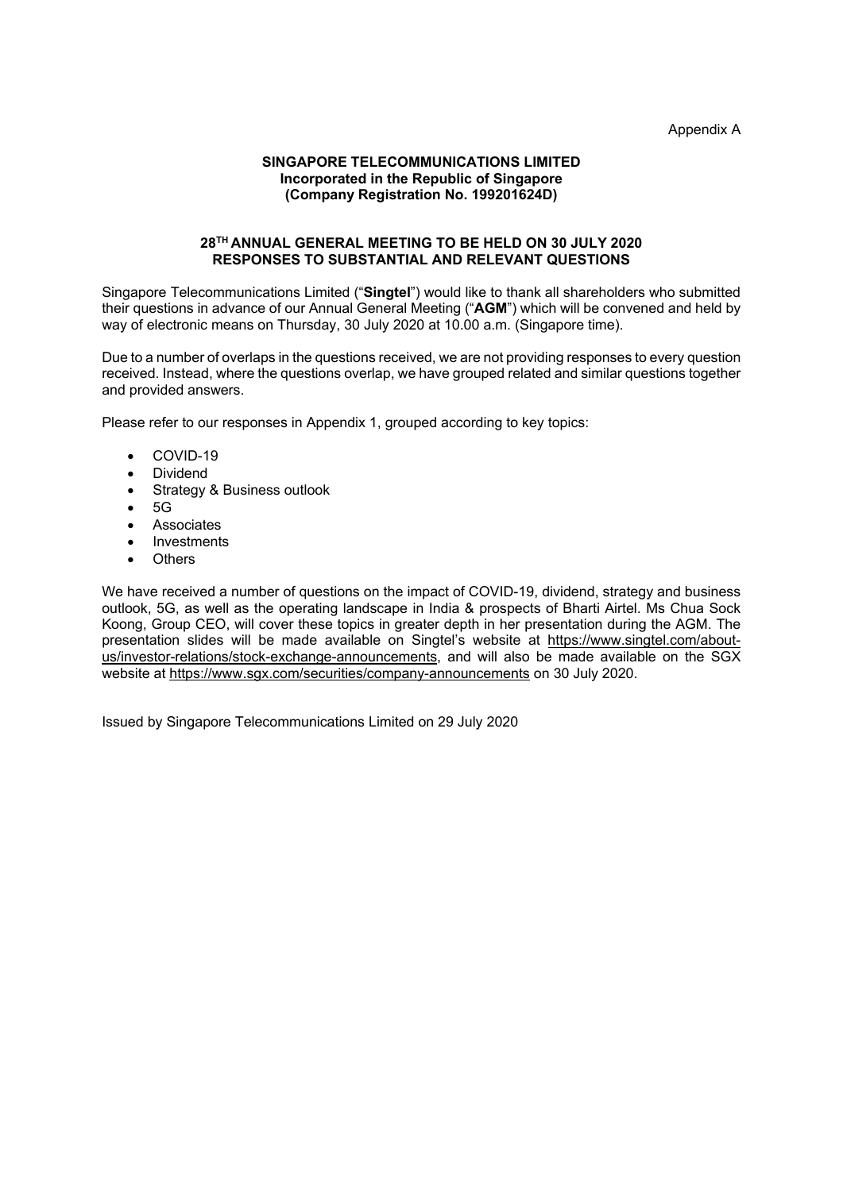Appendix A

**SINGAPORE TELECOMMUNICATIONS LIMITED**
**Incorporated in the Republic of Singapore**
**(Company Registration No. 199201624D)**

**28TH ANNUAL GENERAL MEETING TO BE HELD ON 30 JULY 2020**
**RESPONSES TO SUBSTANTIAL AND RELEVANT QUESTIONS**

Singapore Telecommunications Limited ("**Singtel**") would like to thank all shareholders who submitted their questions in advance of our Annual General Meeting ("**AGM**") which will be convened and held by way of electronic means on Thursday, 30 July 2020 at 10.00 a.m. (Singapore time).

Due to a number of overlaps in the questions received, we are not providing responses to every question received. Instead, where the questions overlap, we have grouped related and similar questions together and provided answers.

Please refer to our responses in Appendix 1, grouped according to key topics:

- COVID-19
- Dividend
- Strategy & Business outlook
- 5G
- Associates
- Investments
- Others

We have received a number of questions on the impact of COVID-19, dividend, strategy and business outlook, 5G, as well as the operating landscape in India & prospects of Bharti Airtel. Ms Chua Sock Koong, Group CEO, will cover these topics in greater depth in her presentation during the AGM. The presentation slides will be made available on Singtel's website at https://www.singtel.com/about-us/investor-relations/stock-exchange-announcements, and will also be made available on the SGX website at https://www.sgx.com/securities/company-announcements on 30 July 2020.

Issued by Singapore Telecommunications Limited on 29 July 2020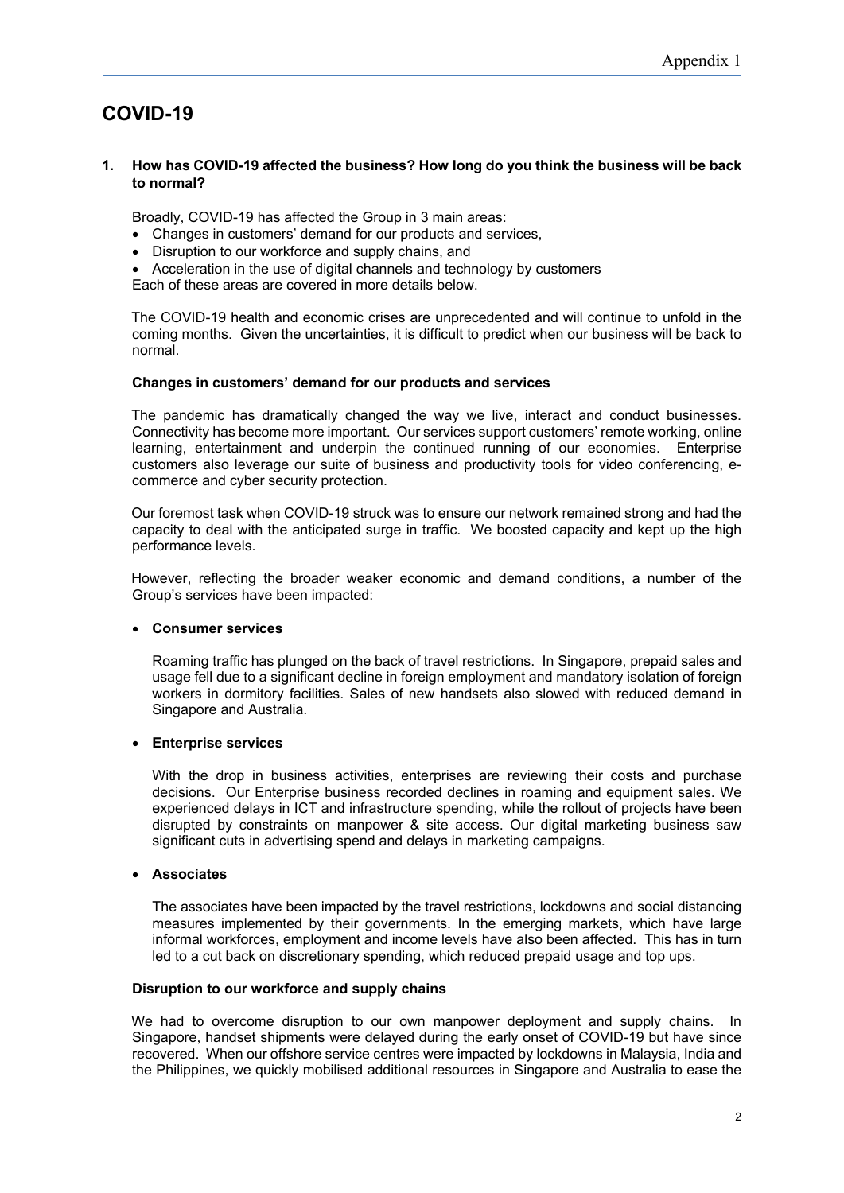# COVID-19

**1. How has COVID-19 affected the business? How long do you think the business will be back to normal?**

Broadly, COVID-19 has affected the Group in 3 main areas:

- Changes in customers' demand for our products and services,
- Disruption to our workforce and supply chains, and
- Acceleration in the use of digital channels and technology by customers

Each of these areas are covered in more details below.

The COVID-19 health and economic crises are unprecedented and will continue to unfold in the coming months. Given the uncertainties, it is difficult to predict when our business will be back to normal.

**Changes in customers' demand for our products and services**

The pandemic has dramatically changed the way we live, interact and conduct businesses. Connectivity has become more important. Our services support customers' remote working, online learning, entertainment and underpin the continued running of our economies. Enterprise customers also leverage our suite of business and productivity tools for video conferencing, e-commerce and cyber security protection.

Our foremost task when COVID-19 struck was to ensure our network remained strong and had the capacity to deal with the anticipated surge in traffic. We boosted capacity and kept up the high performance levels.

However, reflecting the broader weaker economic and demand conditions, a number of the Group's services have been impacted:

- **Consumer services**

  Roaming traffic has plunged on the back of travel restrictions. In Singapore, prepaid sales and usage fell due to a significant decline in foreign employment and mandatory isolation of foreign workers in dormitory facilities. Sales of new handsets also slowed with reduced demand in Singapore and Australia.

- **Enterprise services**

  With the drop in business activities, enterprises are reviewing their costs and purchase decisions. Our Enterprise business recorded declines in roaming and equipment sales. We experienced delays in ICT and infrastructure spending, while the rollout of projects have been disrupted by constraints on manpower & site access. Our digital marketing business saw significant cuts in advertising spend and delays in marketing campaigns.

- **Associates**

  The associates have been impacted by the travel restrictions, lockdowns and social distancing measures implemented by their governments. In the emerging markets, which have large informal workforces, employment and income levels have also been affected. This has in turn led to a cut back on discretionary spending, which reduced prepaid usage and top ups.

**Disruption to our workforce and supply chains**

We had to overcome disruption to our own manpower deployment and supply chains. In Singapore, handset shipments were delayed during the early onset of COVID-19 but have since recovered. When our offshore service centres were impacted by lockdowns in Malaysia, India and the Philippines, we quickly mobilised additional resources in Singapore and Australia to ease the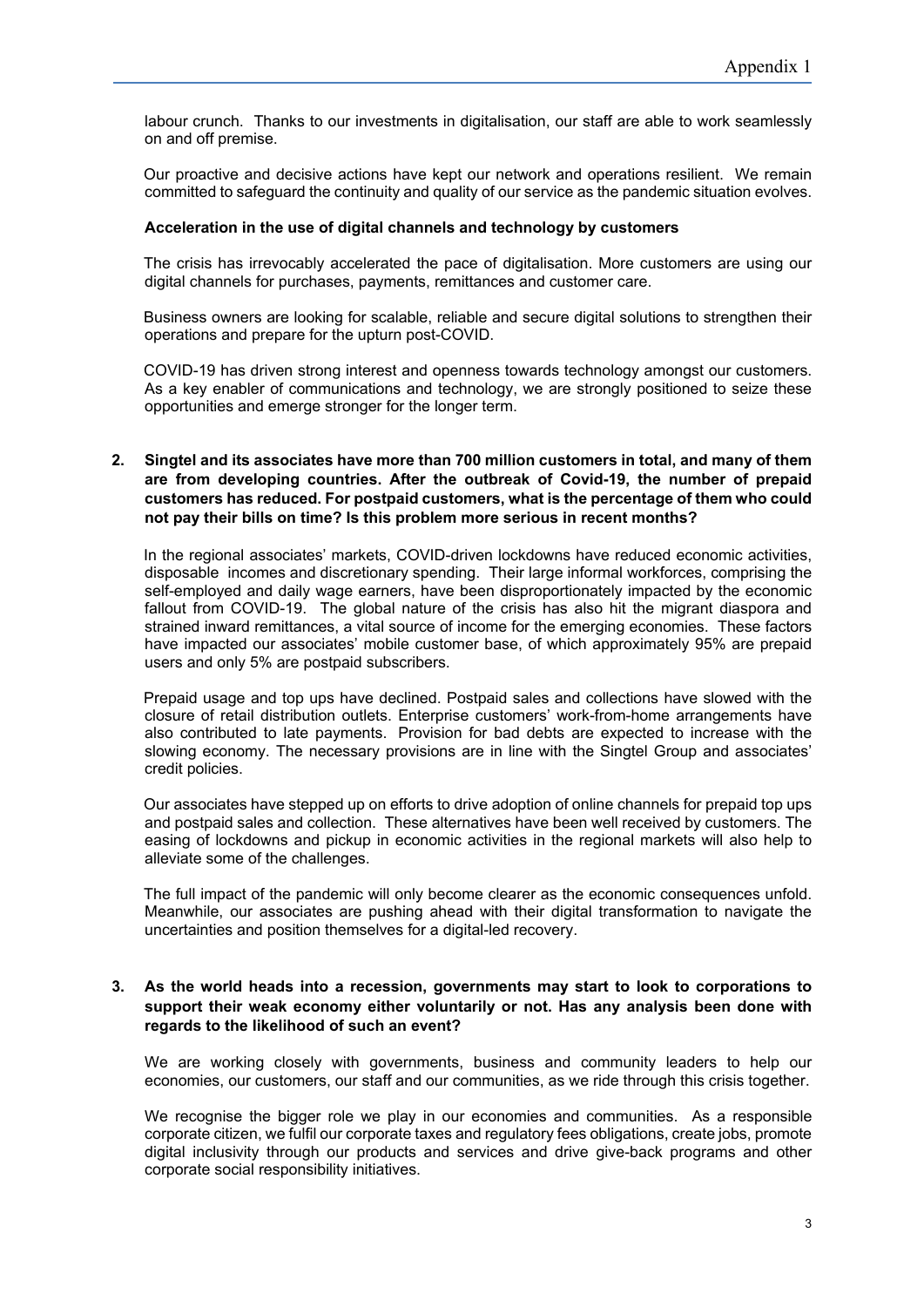labour crunch. Thanks to our investments in digitalisation, our staff are able to work seamlessly on and off premise.

Our proactive and decisive actions have kept our network and operations resilient. We remain committed to safeguard the continuity and quality of our service as the pandemic situation evolves.

**Acceleration in the use of digital channels and technology by customers**

The crisis has irrevocably accelerated the pace of digitalisation. More customers are using our digital channels for purchases, payments, remittances and customer care.

Business owners are looking for scalable, reliable and secure digital solutions to strengthen their operations and prepare for the upturn post-COVID.

COVID-19 has driven strong interest and openness towards technology amongst our customers. As a key enabler of communications and technology, we are strongly positioned to seize these opportunities and emerge stronger for the longer term.

**2. Singtel and its associates have more than 700 million customers in total, and many of them are from developing countries. After the outbreak of Covid-19, the number of prepaid customers has reduced. For postpaid customers, what is the percentage of them who could not pay their bills on time? Is this problem more serious in recent months?**

In the regional associates' markets, COVID-driven lockdowns have reduced economic activities, disposable incomes and discretionary spending. Their large informal workforces, comprising the self-employed and daily wage earners, have been disproportionately impacted by the economic fallout from COVID-19. The global nature of the crisis has also hit the migrant diaspora and strained inward remittances, a vital source of income for the emerging economies. These factors have impacted our associates' mobile customer base, of which approximately 95% are prepaid users and only 5% are postpaid subscribers.

Prepaid usage and top ups have declined. Postpaid sales and collections have slowed with the closure of retail distribution outlets. Enterprise customers' work-from-home arrangements have also contributed to late payments. Provision for bad debts are expected to increase with the slowing economy. The necessary provisions are in line with the Singtel Group and associates' credit policies.

Our associates have stepped up on efforts to drive adoption of online channels for prepaid top ups and postpaid sales and collection. These alternatives have been well received by customers. The easing of lockdowns and pickup in economic activities in the regional markets will also help to alleviate some of the challenges.

The full impact of the pandemic will only become clearer as the economic consequences unfold. Meanwhile, our associates are pushing ahead with their digital transformation to navigate the uncertainties and position themselves for a digital-led recovery.

**3. As the world heads into a recession, governments may start to look to corporations to support their weak economy either voluntarily or not. Has any analysis been done with regards to the likelihood of such an event?**

We are working closely with governments, business and community leaders to help our economies, our customers, our staff and our communities, as we ride through this crisis together.

We recognise the bigger role we play in our economies and communities. As a responsible corporate citizen, we fulfil our corporate taxes and regulatory fees obligations, create jobs, promote digital inclusivity through our products and services and drive give-back programs and other corporate social responsibility initiatives.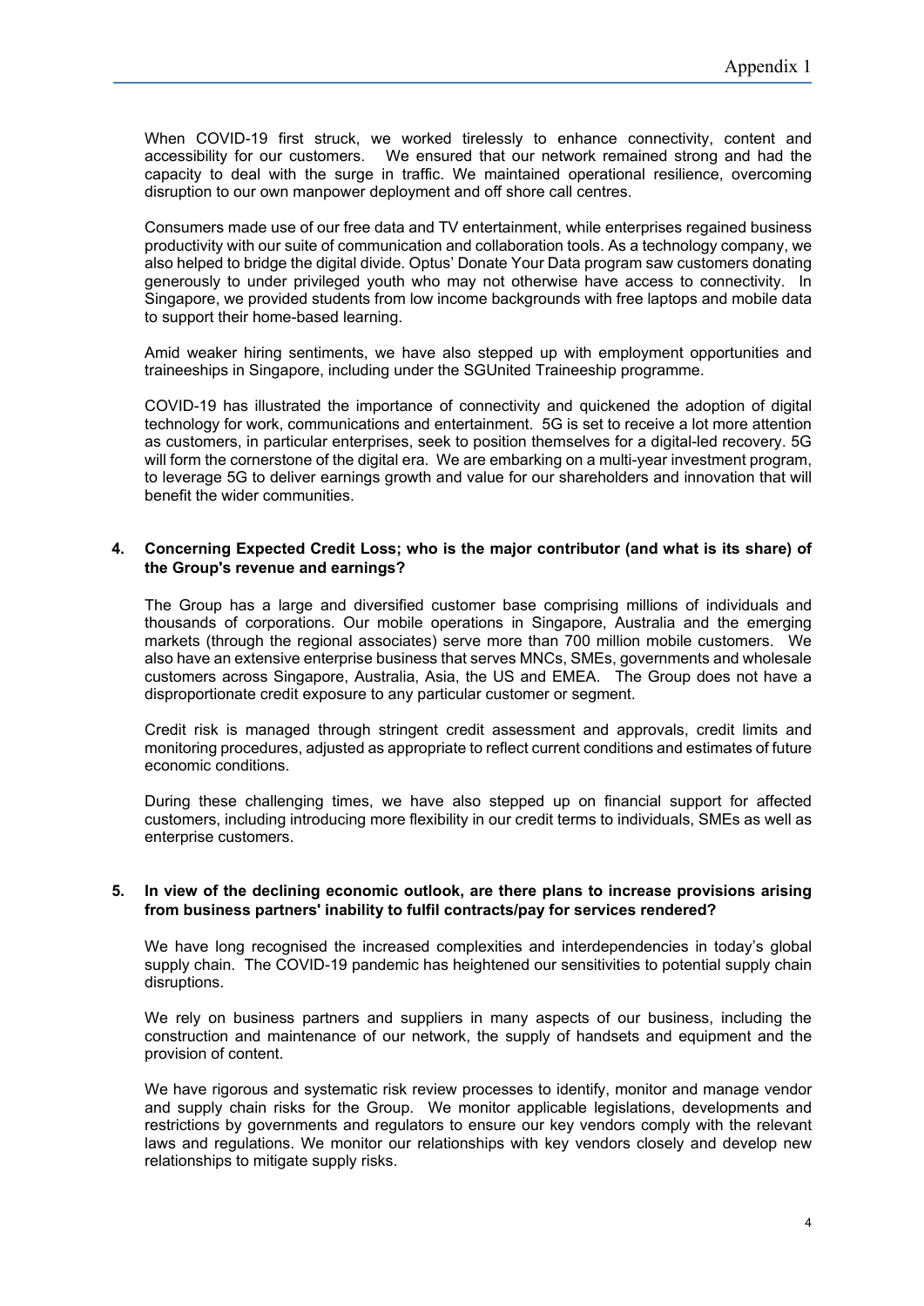When COVID-19 first struck, we worked tirelessly to enhance connectivity, content and accessibility for our customers. We ensured that our network remained strong and had the capacity to deal with the surge in traffic. We maintained operational resilience, overcoming disruption to our own manpower deployment and off shore call centres.

Consumers made use of our free data and TV entertainment, while enterprises regained business productivity with our suite of communication and collaboration tools. As a technology company, we also helped to bridge the digital divide. Optus' Donate Your Data program saw customers donating generously to under privileged youth who may not otherwise have access to connectivity. In Singapore, we provided students from low income backgrounds with free laptops and mobile data to support their home-based learning.

Amid weaker hiring sentiments, we have also stepped up with employment opportunities and traineeships in Singapore, including under the SGUnited Traineeship programme.

COVID-19 has illustrated the importance of connectivity and quickened the adoption of digital technology for work, communications and entertainment. 5G is set to receive a lot more attention as customers, in particular enterprises, seek to position themselves for a digital-led recovery. 5G will form the cornerstone of the digital era. We are embarking on a multi-year investment program, to leverage 5G to deliver earnings growth and value for our shareholders and innovation that will benefit the wider communities.

**4. Concerning Expected Credit Loss; who is the major contributor (and what is its share) of the Group's revenue and earnings?**

The Group has a large and diversified customer base comprising millions of individuals and thousands of corporations. Our mobile operations in Singapore, Australia and the emerging markets (through the regional associates) serve more than 700 million mobile customers. We also have an extensive enterprise business that serves MNCs, SMEs, governments and wholesale customers across Singapore, Australia, Asia, the US and EMEA. The Group does not have a disproportionate credit exposure to any particular customer or segment.

Credit risk is managed through stringent credit assessment and approvals, credit limits and monitoring procedures, adjusted as appropriate to reflect current conditions and estimates of future economic conditions.

During these challenging times, we have also stepped up on financial support for affected customers, including introducing more flexibility in our credit terms to individuals, SMEs as well as enterprise customers.

**5. In view of the declining economic outlook, are there plans to increase provisions arising from business partners' inability to fulfil contracts/pay for services rendered?**

We have long recognised the increased complexities and interdependencies in today's global supply chain. The COVID-19 pandemic has heightened our sensitivities to potential supply chain disruptions.

We rely on business partners and suppliers in many aspects of our business, including the construction and maintenance of our network, the supply of handsets and equipment and the provision of content.

We have rigorous and systematic risk review processes to identify, monitor and manage vendor and supply chain risks for the Group. We monitor applicable legislations, developments and restrictions by governments and regulators to ensure our key vendors comply with the relevant laws and regulations. We monitor our relationships with key vendors closely and develop new relationships to mitigate supply risks.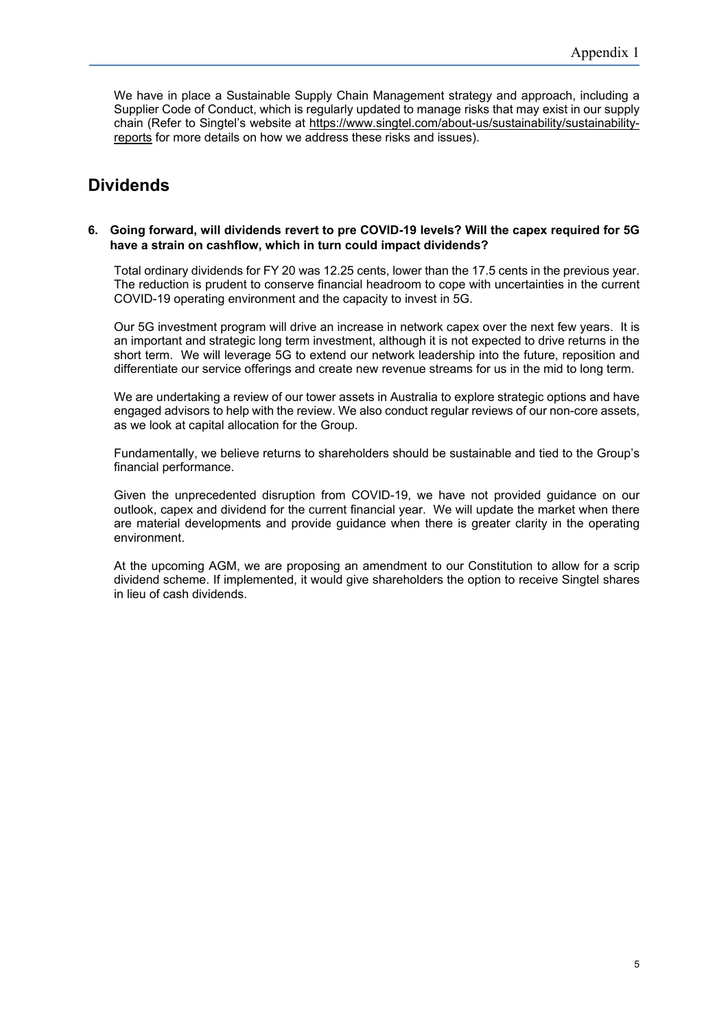We have in place a Sustainable Supply Chain Management strategy and approach, including a Supplier Code of Conduct, which is regularly updated to manage risks that may exist in our supply chain (Refer to Singtel's website at https://www.singtel.com/about-us/sustainability/sustainability-reports for more details on how we address these risks and issues).

## Dividends

**6. Going forward, will dividends revert to pre COVID-19 levels? Will the capex required for 5G have a strain on cashflow, which in turn could impact dividends?**

Total ordinary dividends for FY 20 was 12.25 cents, lower than the 17.5 cents in the previous year. The reduction is prudent to conserve financial headroom to cope with uncertainties in the current COVID-19 operating environment and the capacity to invest in 5G.

Our 5G investment program will drive an increase in network capex over the next few years. It is an important and strategic long term investment, although it is not expected to drive returns in the short term. We will leverage 5G to extend our network leadership into the future, reposition and differentiate our service offerings and create new revenue streams for us in the mid to long term.

We are undertaking a review of our tower assets in Australia to explore strategic options and have engaged advisors to help with the review. We also conduct regular reviews of our non-core assets, as we look at capital allocation for the Group.

Fundamentally, we believe returns to shareholders should be sustainable and tied to the Group's financial performance.

Given the unprecedented disruption from COVID-19, we have not provided guidance on our outlook, capex and dividend for the current financial year. We will update the market when there are material developments and provide guidance when there is greater clarity in the operating environment.

At the upcoming AGM, we are proposing an amendment to our Constitution to allow for a scrip dividend scheme. If implemented, it would give shareholders the option to receive Singtel shares in lieu of cash dividends.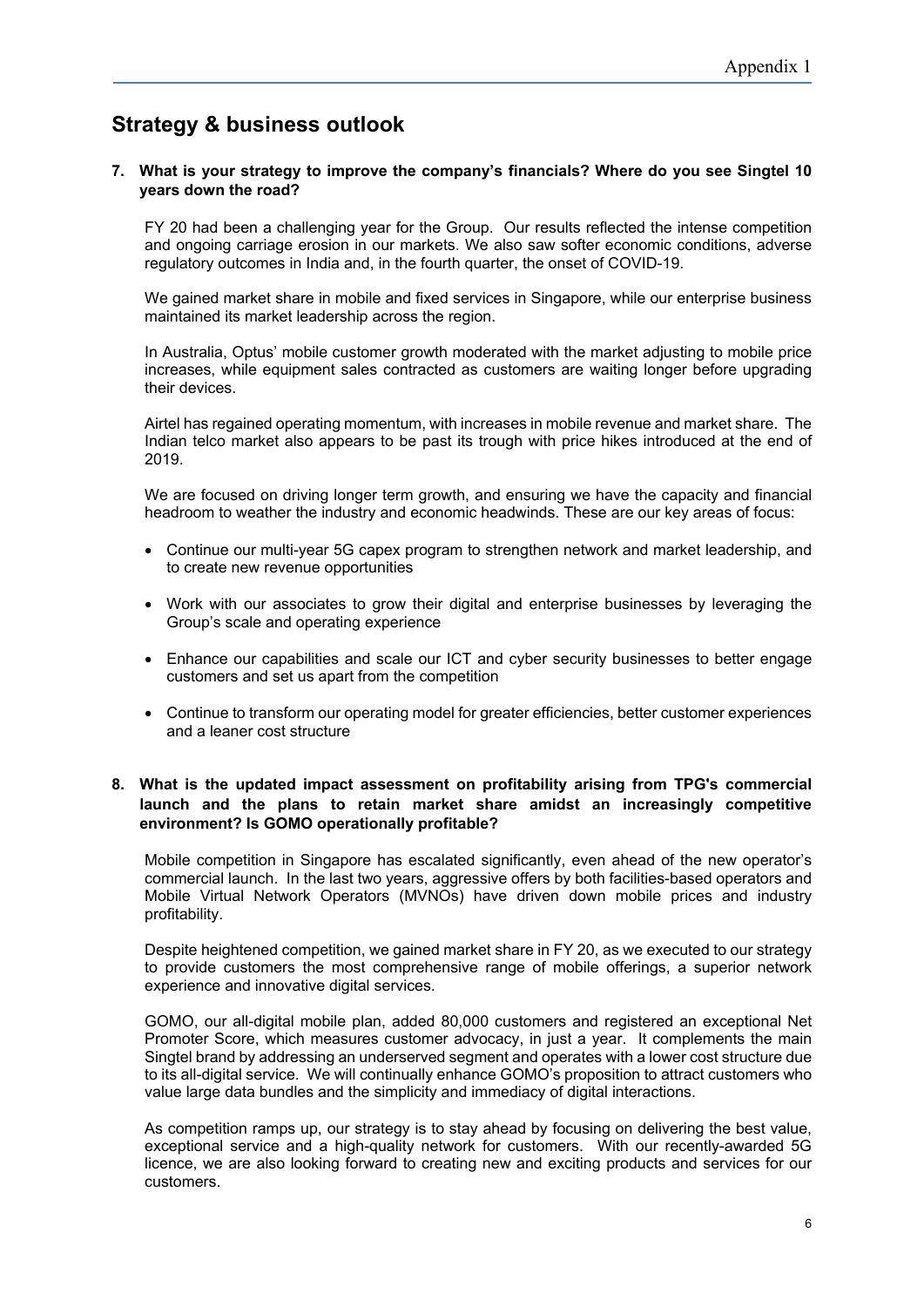Appendix 1

## Strategy & business outlook

**7. What is your strategy to improve the company's financials? Where do you see Singtel 10 years down the road?**

FY 20 had been a challenging year for the Group. Our results reflected the intense competition and ongoing carriage erosion in our markets. We also saw softer economic conditions, adverse regulatory outcomes in India and, in the fourth quarter, the onset of COVID-19.

We gained market share in mobile and fixed services in Singapore, while our enterprise business maintained its market leadership across the region.

In Australia, Optus' mobile customer growth moderated with the market adjusting to mobile price increases, while equipment sales contracted as customers are waiting longer before upgrading their devices.

Airtel has regained operating momentum, with increases in mobile revenue and market share. The Indian telco market also appears to be past its trough with price hikes introduced at the end of 2019.

We are focused on driving longer term growth, and ensuring we have the capacity and financial headroom to weather the industry and economic headwinds. These are our key areas of focus:

- Continue our multi-year 5G capex program to strengthen network and market leadership, and to create new revenue opportunities
- Work with our associates to grow their digital and enterprise businesses by leveraging the Group's scale and operating experience
- Enhance our capabilities and scale our ICT and cyber security businesses to better engage customers and set us apart from the competition
- Continue to transform our operating model for greater efficiencies, better customer experiences and a leaner cost structure

**8. What is the updated impact assessment on profitability arising from TPG's commercial launch and the plans to retain market share amidst an increasingly competitive environment? Is GOMO operationally profitable?**

Mobile competition in Singapore has escalated significantly, even ahead of the new operator's commercial launch. In the last two years, aggressive offers by both facilities-based operators and Mobile Virtual Network Operators (MVNOs) have driven down mobile prices and industry profitability.

Despite heightened competition, we gained market share in FY 20, as we executed to our strategy to provide customers the most comprehensive range of mobile offerings, a superior network experience and innovative digital services.

GOMO, our all-digital mobile plan, added 80,000 customers and registered an exceptional Net Promoter Score, which measures customer advocacy, in just a year. It complements the main Singtel brand by addressing an underserved segment and operates with a lower cost structure due to its all-digital service. We will continually enhance GOMO's proposition to attract customers who value large data bundles and the simplicity and immediacy of digital interactions.

As competition ramps up, our strategy is to stay ahead by focusing on delivering the best value, exceptional service and a high-quality network for customers. With our recently-awarded 5G licence, we are also looking forward to creating new and exciting products and services for our customers.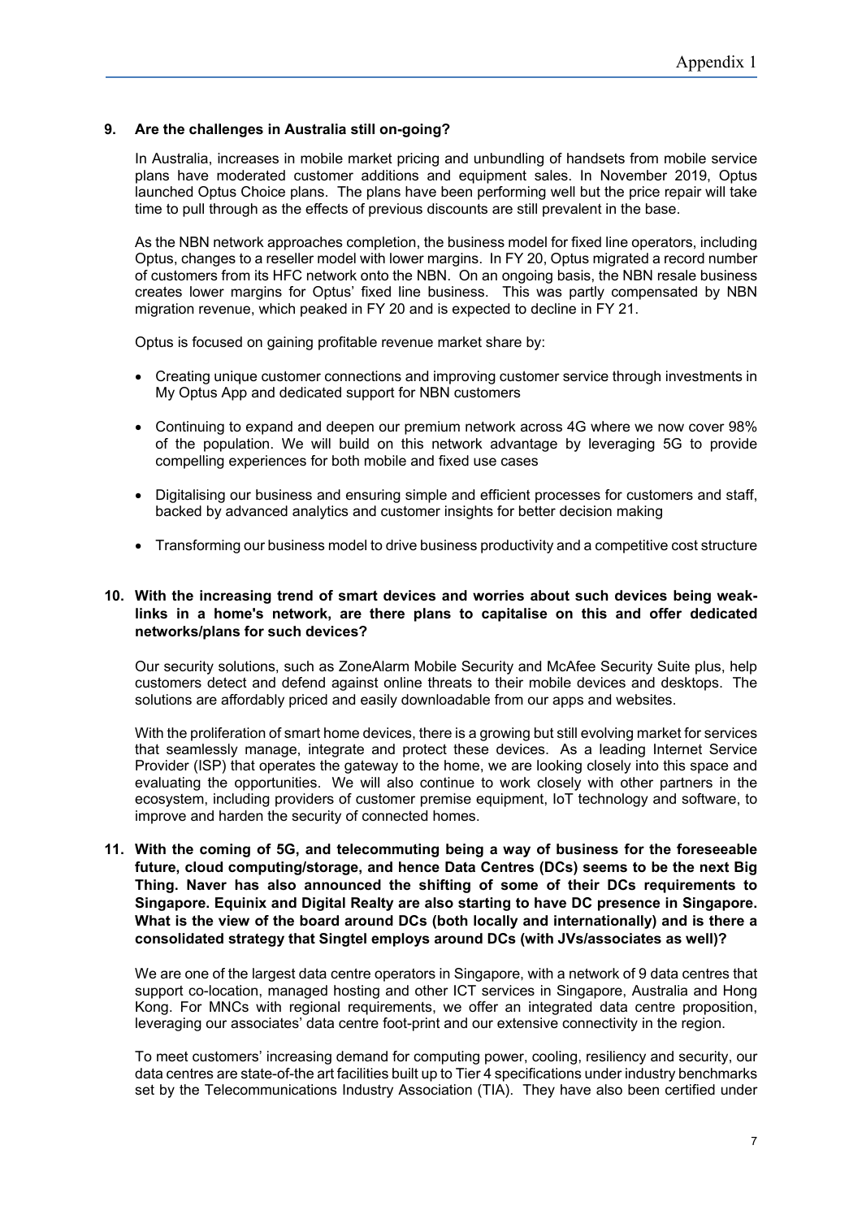**9. Are the challenges in Australia still on-going?**

In Australia, increases in mobile market pricing and unbundling of handsets from mobile service plans have moderated customer additions and equipment sales. In November 2019, Optus launched Optus Choice plans. The plans have been performing well but the price repair will take time to pull through as the effects of previous discounts are still prevalent in the base.

As the NBN network approaches completion, the business model for fixed line operators, including Optus, changes to a reseller model with lower margins. In FY 20, Optus migrated a record number of customers from its HFC network onto the NBN. On an ongoing basis, the NBN resale business creates lower margins for Optus' fixed line business. This was partly compensated by NBN migration revenue, which peaked in FY 20 and is expected to decline in FY 21.

Optus is focused on gaining profitable revenue market share by:

- Creating unique customer connections and improving customer service through investments in My Optus App and dedicated support for NBN customers
- Continuing to expand and deepen our premium network across 4G where we now cover 98% of the population. We will build on this network advantage by leveraging 5G to provide compelling experiences for both mobile and fixed use cases
- Digitalising our business and ensuring simple and efficient processes for customers and staff, backed by advanced analytics and customer insights for better decision making
- Transforming our business model to drive business productivity and a competitive cost structure

**10. With the increasing trend of smart devices and worries about such devices being weak-links in a home's network, are there plans to capitalise on this and offer dedicated networks/plans for such devices?**

Our security solutions, such as ZoneAlarm Mobile Security and McAfee Security Suite plus, help customers detect and defend against online threats to their mobile devices and desktops. The solutions are affordably priced and easily downloadable from our apps and websites.

With the proliferation of smart home devices, there is a growing but still evolving market for services that seamlessly manage, integrate and protect these devices. As a leading Internet Service Provider (ISP) that operates the gateway to the home, we are looking closely into this space and evaluating the opportunities. We will also continue to work closely with other partners in the ecosystem, including providers of customer premise equipment, IoT technology and software, to improve and harden the security of connected homes.

**11. With the coming of 5G, and telecommuting being a way of business for the foreseeable future, cloud computing/storage, and hence Data Centres (DCs) seems to be the next Big Thing. Naver has also announced the shifting of some of their DCs requirements to Singapore. Equinix and Digital Realty are also starting to have DC presence in Singapore. What is the view of the board around DCs (both locally and internationally) and is there a consolidated strategy that Singtel employs around DCs (with JVs/associates as well)?**

We are one of the largest data centre operators in Singapore, with a network of 9 data centres that support co-location, managed hosting and other ICT services in Singapore, Australia and Hong Kong. For MNCs with regional requirements, we offer an integrated data centre proposition, leveraging our associates' data centre foot-print and our extensive connectivity in the region.

To meet customers' increasing demand for computing power, cooling, resiliency and security, our data centres are state-of-the art facilities built up to Tier 4 specifications under industry benchmarks set by the Telecommunications Industry Association (TIA). They have also been certified under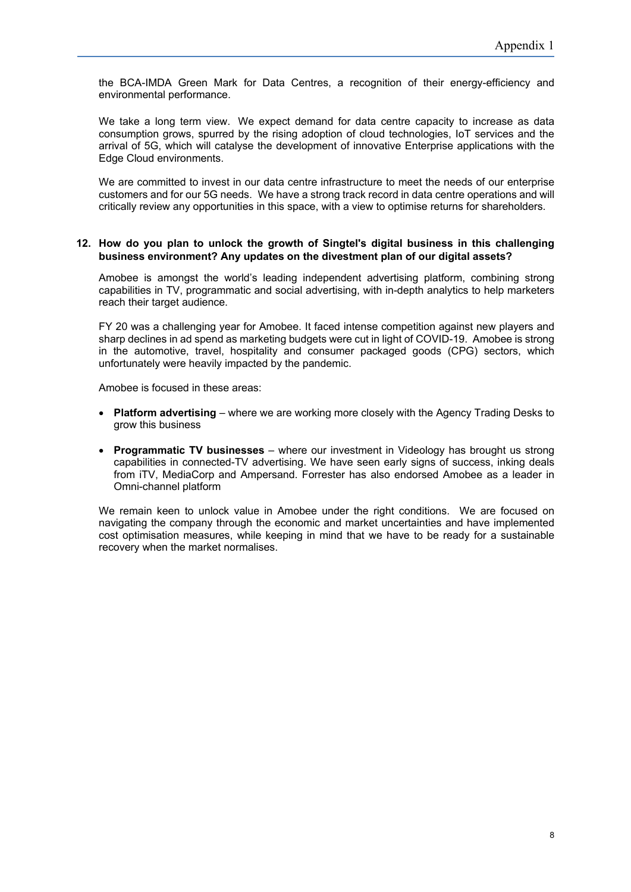the BCA-IMDA Green Mark for Data Centres, a recognition of their energy-efficiency and environmental performance.

We take a long term view. We expect demand for data centre capacity to increase as data consumption grows, spurred by the rising adoption of cloud technologies, IoT services and the arrival of 5G, which will catalyse the development of innovative Enterprise applications with the Edge Cloud environments.

We are committed to invest in our data centre infrastructure to meet the needs of our enterprise customers and for our 5G needs. We have a strong track record in data centre operations and will critically review any opportunities in this space, with a view to optimise returns for shareholders.

**12. How do you plan to unlock the growth of Singtel's digital business in this challenging business environment? Any updates on the divestment plan of our digital assets?**

Amobee is amongst the world's leading independent advertising platform, combining strong capabilities in TV, programmatic and social advertising, with in-depth analytics to help marketers reach their target audience.

FY 20 was a challenging year for Amobee. It faced intense competition against new players and sharp declines in ad spend as marketing budgets were cut in light of COVID-19. Amobee is strong in the automotive, travel, hospitality and consumer packaged goods (CPG) sectors, which unfortunately were heavily impacted by the pandemic.

Amobee is focused in these areas:

- **Platform advertising** – where we are working more closely with the Agency Trading Desks to grow this business
- **Programmatic TV businesses** – where our investment in Videology has brought us strong capabilities in connected-TV advertising. We have seen early signs of success, inking deals from iTV, MediaCorp and Ampersand. Forrester has also endorsed Amobee as a leader in Omni-channel platform

We remain keen to unlock value in Amobee under the right conditions. We are focused on navigating the company through the economic and market uncertainties and have implemented cost optimisation measures, while keeping in mind that we have to be ready for a sustainable recovery when the market normalises.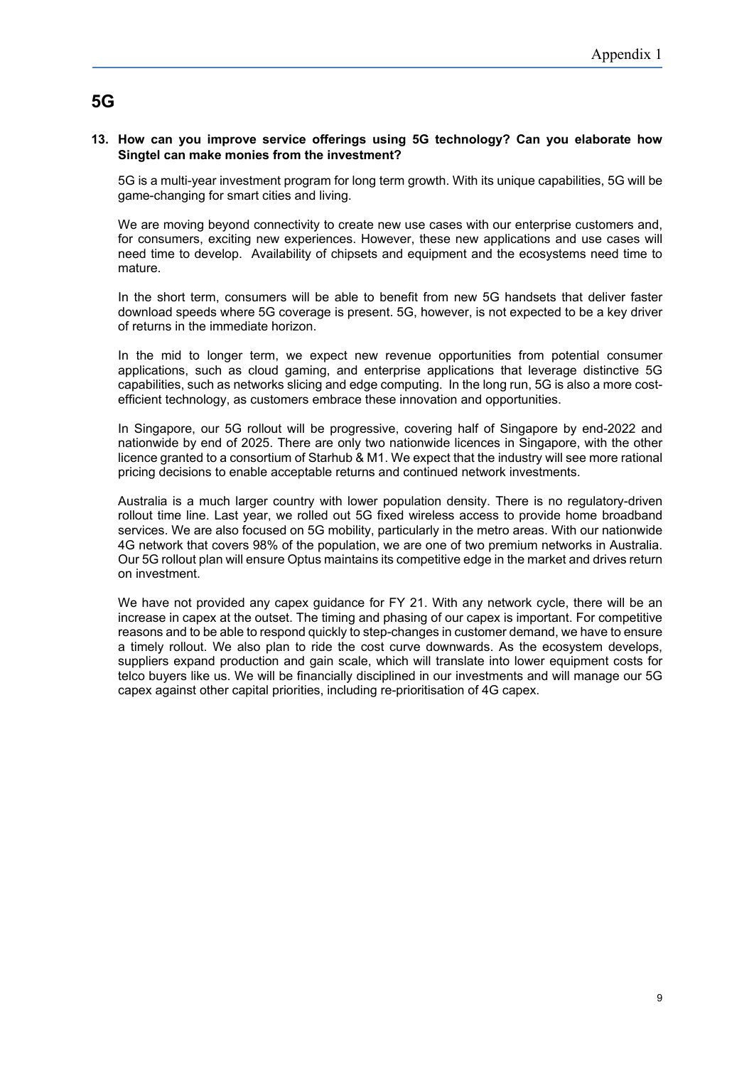## 5G

**13. How can you improve service offerings using 5G technology? Can you elaborate how Singtel can make monies from the investment?**

5G is a multi-year investment program for long term growth. With its unique capabilities, 5G will be game-changing for smart cities and living.

We are moving beyond connectivity to create new use cases with our enterprise customers and, for consumers, exciting new experiences. However, these new applications and use cases will need time to develop. Availability of chipsets and equipment and the ecosystems need time to mature.

In the short term, consumers will be able to benefit from new 5G handsets that deliver faster download speeds where 5G coverage is present. 5G, however, is not expected to be a key driver of returns in the immediate horizon.

In the mid to longer term, we expect new revenue opportunities from potential consumer applications, such as cloud gaming, and enterprise applications that leverage distinctive 5G capabilities, such as networks slicing and edge computing. In the long run, 5G is also a more cost-efficient technology, as customers embrace these innovation and opportunities.

In Singapore, our 5G rollout will be progressive, covering half of Singapore by end-2022 and nationwide by end of 2025. There are only two nationwide licences in Singapore, with the other licence granted to a consortium of Starhub & M1. We expect that the industry will see more rational pricing decisions to enable acceptable returns and continued network investments.

Australia is a much larger country with lower population density. There is no regulatory-driven rollout time line. Last year, we rolled out 5G fixed wireless access to provide home broadband services. We are also focused on 5G mobility, particularly in the metro areas. With our nationwide 4G network that covers 98% of the population, we are one of two premium networks in Australia. Our 5G rollout plan will ensure Optus maintains its competitive edge in the market and drives return on investment.

We have not provided any capex guidance for FY 21. With any network cycle, there will be an increase in capex at the outset. The timing and phasing of our capex is important. For competitive reasons and to be able to respond quickly to step-changes in customer demand, we have to ensure a timely rollout. We also plan to ride the cost curve downwards. As the ecosystem develops, suppliers expand production and gain scale, which will translate into lower equipment costs for telco buyers like us. We will be financially disciplined in our investments and will manage our 5G capex against other capital priorities, including re-prioritisation of 4G capex.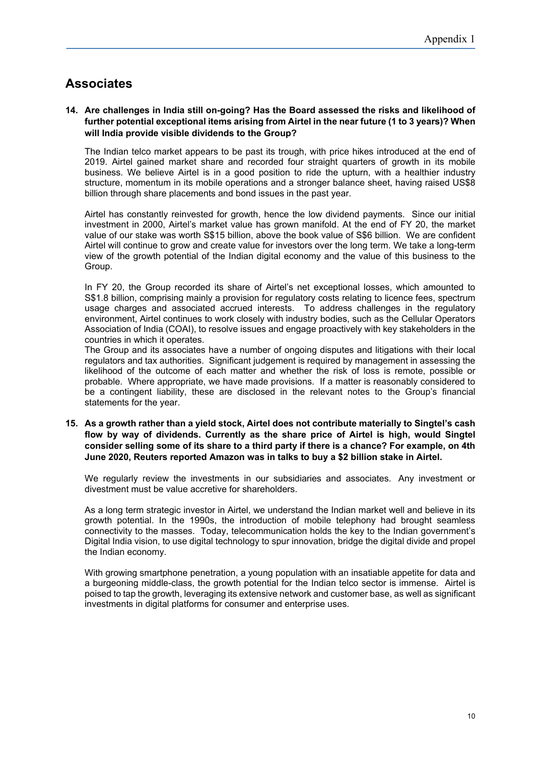## Associates

**14. Are challenges in India still on-going? Has the Board assessed the risks and likelihood of further potential exceptional items arising from Airtel in the near future (1 to 3 years)? When will India provide visible dividends to the Group?**

The Indian telco market appears to be past its trough, with price hikes introduced at the end of 2019. Airtel gained market share and recorded four straight quarters of growth in its mobile business. We believe Airtel is in a good position to ride the upturn, with a healthier industry structure, momentum in its mobile operations and a stronger balance sheet, having raised US$8 billion through share placements and bond issues in the past year.

Airtel has constantly reinvested for growth, hence the low dividend payments. Since our initial investment in 2000, Airtel's market value has grown manifold. At the end of FY 20, the market value of our stake was worth S$15 billion, above the book value of S$6 billion. We are confident Airtel will continue to grow and create value for investors over the long term. We take a long-term view of the growth potential of the Indian digital economy and the value of this business to the Group.

In FY 20, the Group recorded its share of Airtel's net exceptional losses, which amounted to S$1.8 billion, comprising mainly a provision for regulatory costs relating to licence fees, spectrum usage charges and associated accrued interests. To address challenges in the regulatory environment, Airtel continues to work closely with industry bodies, such as the Cellular Operators Association of India (COAI), to resolve issues and engage proactively with key stakeholders in the countries in which it operates.

The Group and its associates have a number of ongoing disputes and litigations with their local regulators and tax authorities. Significant judgement is required by management in assessing the likelihood of the outcome of each matter and whether the risk of loss is remote, possible or probable. Where appropriate, we have made provisions. If a matter is reasonably considered to be a contingent liability, these are disclosed in the relevant notes to the Group's financial statements for the year.

**15. As a growth rather than a yield stock, Airtel does not contribute materially to Singtel's cash flow by way of dividends. Currently as the share price of Airtel is high, would Singtel consider selling some of its share to a third party if there is a chance? For example, on 4th June 2020, Reuters reported Amazon was in talks to buy a $2 billion stake in Airtel.**

We regularly review the investments in our subsidiaries and associates. Any investment or divestment must be value accretive for shareholders.

As a long term strategic investor in Airtel, we understand the Indian market well and believe in its growth potential. In the 1990s, the introduction of mobile telephony had brought seamless connectivity to the masses. Today, telecommunication holds the key to the Indian government's Digital India vision, to use digital technology to spur innovation, bridge the digital divide and propel the Indian economy.

With growing smartphone penetration, a young population with an insatiable appetite for data and a burgeoning middle-class, the growth potential for the Indian telco sector is immense. Airtel is poised to tap the growth, leveraging its extensive network and customer base, as well as significant investments in digital platforms for consumer and enterprise uses.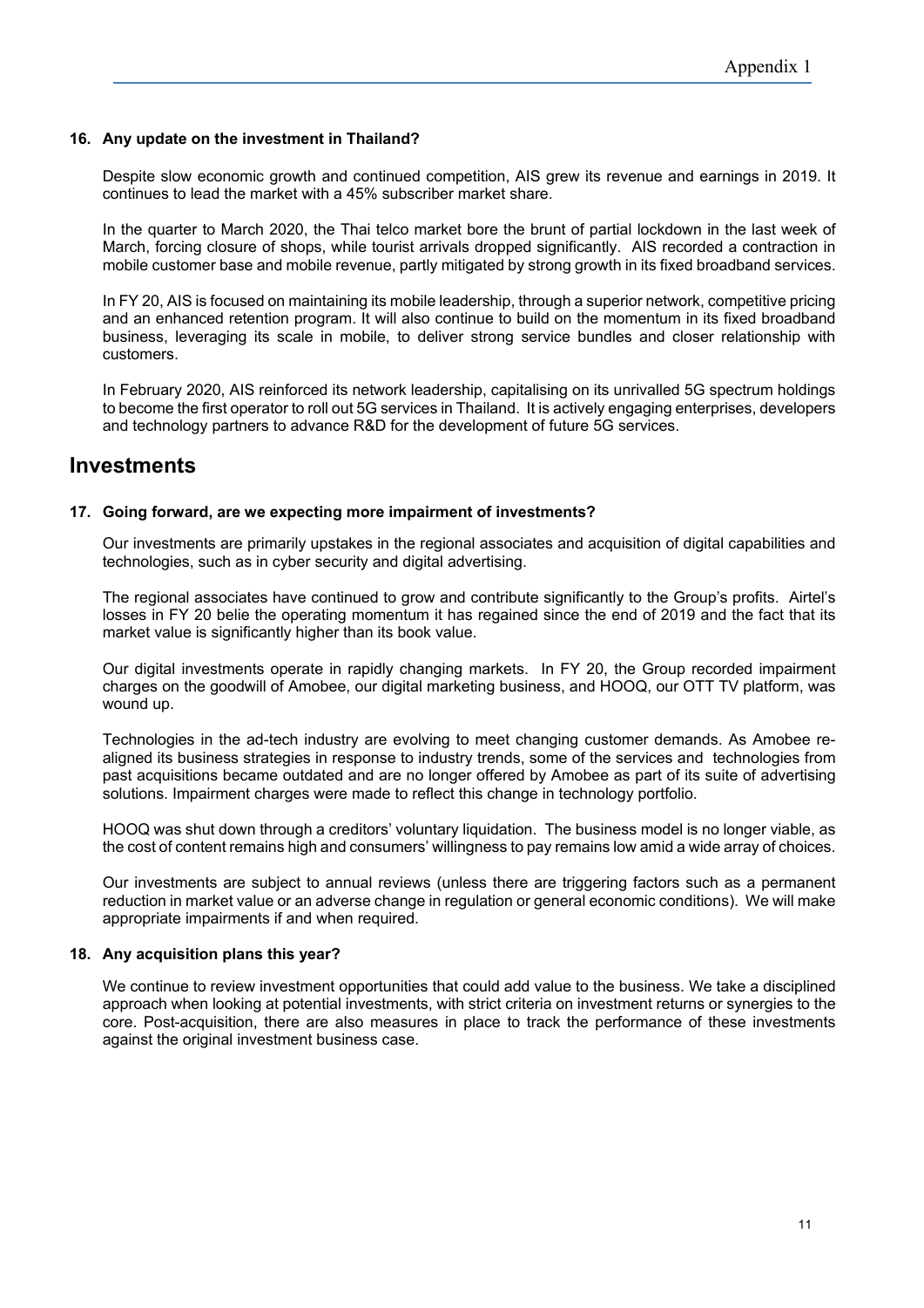**16. Any update on the investment in Thailand?**

Despite slow economic growth and continued competition, AIS grew its revenue and earnings in 2019. It continues to lead the market with a 45% subscriber market share.

In the quarter to March 2020, the Thai telco market bore the brunt of partial lockdown in the last week of March, forcing closure of shops, while tourist arrivals dropped significantly. AIS recorded a contraction in mobile customer base and mobile revenue, partly mitigated by strong growth in its fixed broadband services.

In FY 20, AIS is focused on maintaining its mobile leadership, through a superior network, competitive pricing and an enhanced retention program. It will also continue to build on the momentum in its fixed broadband business, leveraging its scale in mobile, to deliver strong service bundles and closer relationship with customers.

In February 2020, AIS reinforced its network leadership, capitalising on its unrivalled 5G spectrum holdings to become the first operator to roll out 5G services in Thailand. It is actively engaging enterprises, developers and technology partners to advance R&D for the development of future 5G services.

## Investments

**17. Going forward, are we expecting more impairment of investments?**

Our investments are primarily upstakes in the regional associates and acquisition of digital capabilities and technologies, such as in cyber security and digital advertising.

The regional associates have continued to grow and contribute significantly to the Group's profits. Airtel's losses in FY 20 belie the operating momentum it has regained since the end of 2019 and the fact that its market value is significantly higher than its book value.

Our digital investments operate in rapidly changing markets. In FY 20, the Group recorded impairment charges on the goodwill of Amobee, our digital marketing business, and HOOQ, our OTT TV platform, was wound up.

Technologies in the ad-tech industry are evolving to meet changing customer demands. As Amobee re-aligned its business strategies in response to industry trends, some of the services and technologies from past acquisitions became outdated and are no longer offered by Amobee as part of its suite of advertising solutions. Impairment charges were made to reflect this change in technology portfolio.

HOOQ was shut down through a creditors' voluntary liquidation. The business model is no longer viable, as the cost of content remains high and consumers' willingness to pay remains low amid a wide array of choices.

Our investments are subject to annual reviews (unless there are triggering factors such as a permanent reduction in market value or an adverse change in regulation or general economic conditions). We will make appropriate impairments if and when required.

**18. Any acquisition plans this year?**

We continue to review investment opportunities that could add value to the business. We take a disciplined approach when looking at potential investments, with strict criteria on investment returns or synergies to the core. Post-acquisition, there are also measures in place to track the performance of these investments against the original investment business case.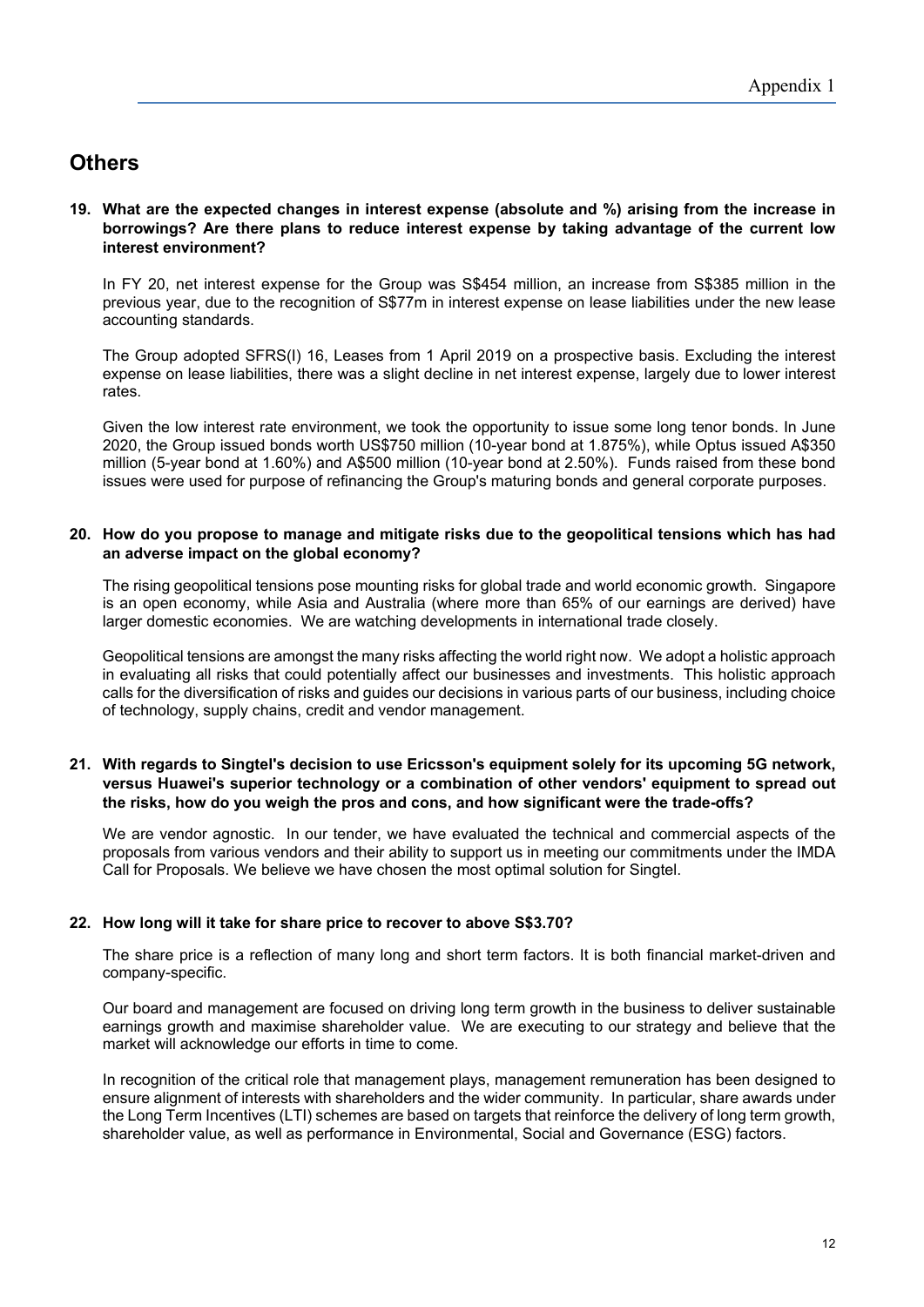## Others

**19. What are the expected changes in interest expense (absolute and %) arising from the increase in borrowings? Are there plans to reduce interest expense by taking advantage of the current low interest environment?**

In FY 20, net interest expense for the Group was S$454 million, an increase from S$385 million in the previous year, due to the recognition of S$77m in interest expense on lease liabilities under the new lease accounting standards.

The Group adopted SFRS(I) 16, Leases from 1 April 2019 on a prospective basis. Excluding the interest expense on lease liabilities, there was a slight decline in net interest expense, largely due to lower interest rates.

Given the low interest rate environment, we took the opportunity to issue some long tenor bonds. In June 2020, the Group issued bonds worth US$750 million (10-year bond at 1.875%), while Optus issued A$350 million (5-year bond at 1.60%) and A$500 million (10-year bond at 2.50%). Funds raised from these bond issues were used for purpose of refinancing the Group's maturing bonds and general corporate purposes.

**20. How do you propose to manage and mitigate risks due to the geopolitical tensions which has had an adverse impact on the global economy?**

The rising geopolitical tensions pose mounting risks for global trade and world economic growth. Singapore is an open economy, while Asia and Australia (where more than 65% of our earnings are derived) have larger domestic economies. We are watching developments in international trade closely.

Geopolitical tensions are amongst the many risks affecting the world right now. We adopt a holistic approach in evaluating all risks that could potentially affect our businesses and investments. This holistic approach calls for the diversification of risks and guides our decisions in various parts of our business, including choice of technology, supply chains, credit and vendor management.

**21. With regards to Singtel's decision to use Ericsson's equipment solely for its upcoming 5G network, versus Huawei's superior technology or a combination of other vendors' equipment to spread out the risks, how do you weigh the pros and cons, and how significant were the trade-offs?**

We are vendor agnostic. In our tender, we have evaluated the technical and commercial aspects of the proposals from various vendors and their ability to support us in meeting our commitments under the IMDA Call for Proposals. We believe we have chosen the most optimal solution for Singtel.

**22. How long will it take for share price to recover to above S$3.70?**

The share price is a reflection of many long and short term factors. It is both financial market-driven and company-specific.

Our board and management are focused on driving long term growth in the business to deliver sustainable earnings growth and maximise shareholder value. We are executing to our strategy and believe that the market will acknowledge our efforts in time to come.

In recognition of the critical role that management plays, management remuneration has been designed to ensure alignment of interests with shareholders and the wider community. In particular, share awards under the Long Term Incentives (LTI) schemes are based on targets that reinforce the delivery of long term growth, shareholder value, as well as performance in Environmental, Social and Governance (ESG) factors.